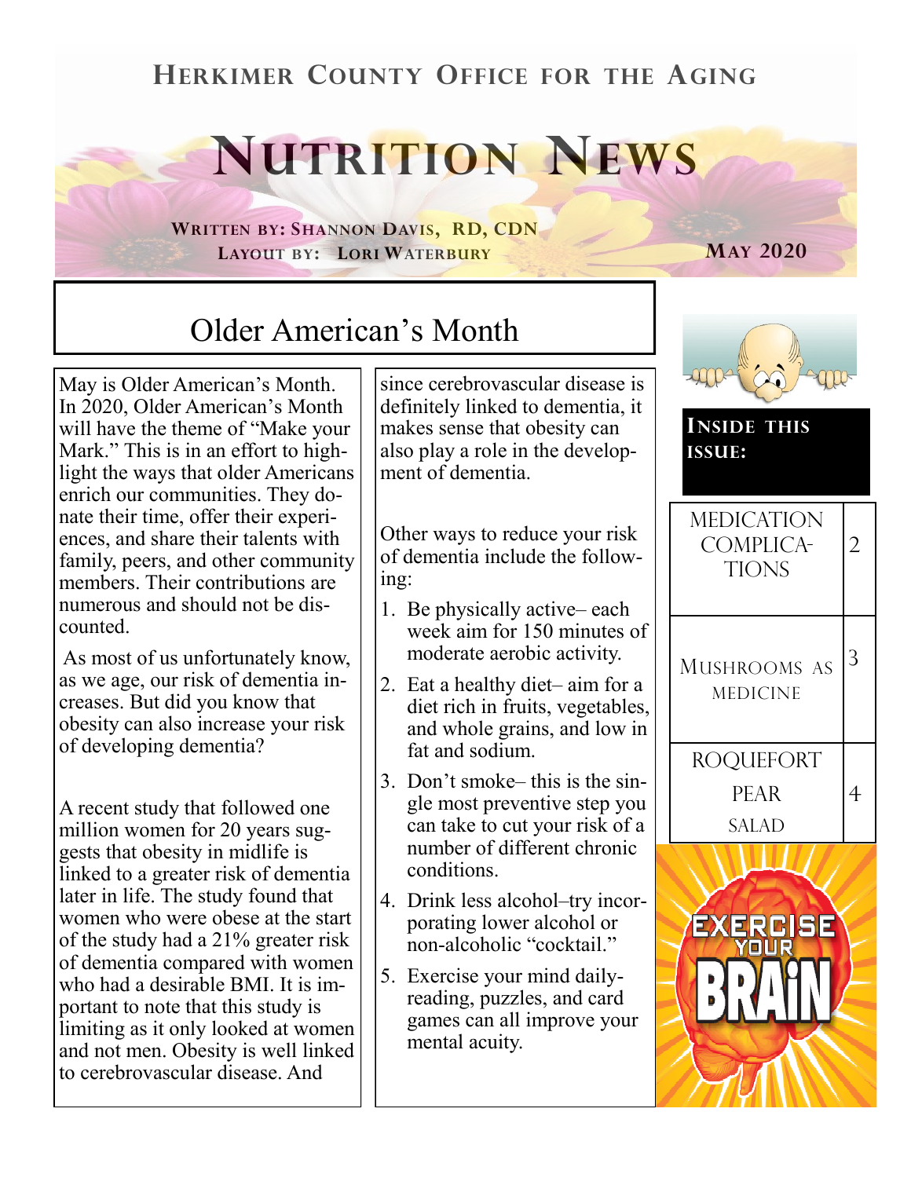Herkimer County Office for the Aging

# Nutrition News

**Written by: Shannon Davis, RD, CDN**
**Layout by: Lori Waterbury**

**May 2020**

**Inside this issue:**

| | |
|---|---|
| Medication Complications | 2 |
| Mushrooms as Medicine | 3 |
| Roquefort Pear Salad | 4 |

## Older American's Month

May is Older American's Month. In 2020, Older American's Month will have the theme of "Make your Mark." This is in an effort to highlight the ways that older Americans enrich our communities. They donate their time, offer their experiences, and share their talents with family, peers, and other community members. Their contributions are numerous and should not be discounted.

As most of us unfortunately know, as we age, our risk of dementia increases. But did you know that obesity can also increase your risk of developing dementia?

A recent study that followed one million women for 20 years suggests that obesity in midlife is linked to a greater risk of dementia later in life. The study found that women who were obese at the start of the study had a 21% greater risk of dementia compared with women who had a desirable BMI. It is important to note that this study is limiting as it only looked at women and not men. Obesity is well linked to cerebrovascular disease. And since cerebrovascular disease is definitely linked to dementia, it makes sense that obesity can also play a role in the development of dementia.

Other ways to reduce your risk of dementia include the following:

1. Be physically active– each week aim for 150 minutes of moderate aerobic activity.
2. Eat a healthy diet– aim for a diet rich in fruits, vegetables, and whole grains, and low in fat and sodium.
3. Don't smoke– this is the single most preventive step you can take to cut your risk of a number of different chronic conditions.
4. Drink less alcohol–try incorporating lower alcohol or non-alcoholic "cocktail."
5. Exercise your mind daily- reading, puzzles, and card games can all improve your mental acuity.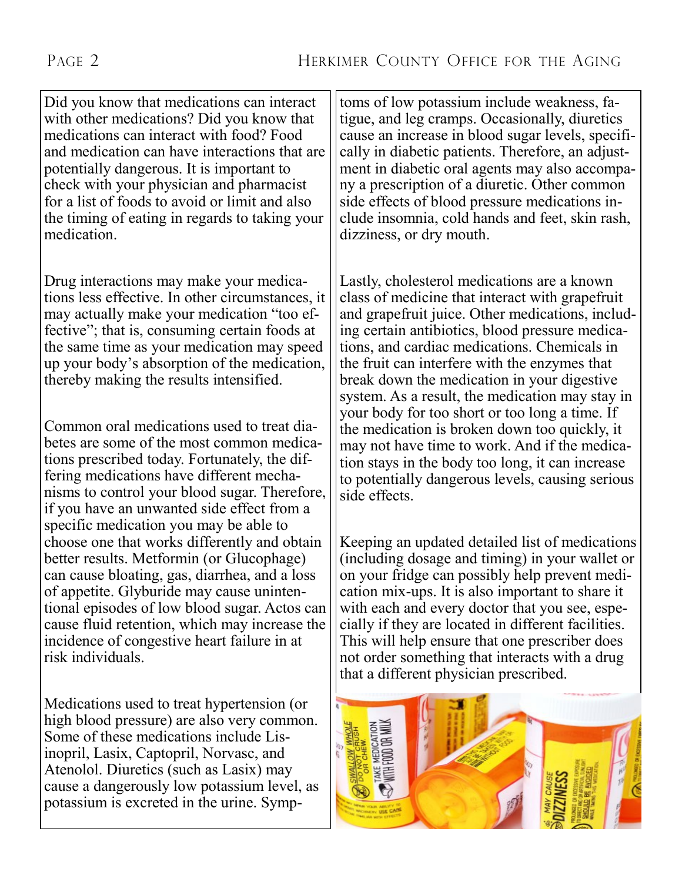Did you know that medications can interact with other medications? Did you know that medications can interact with food? Food and medication can have interactions that are potentially dangerous. It is important to check with your physician and pharmacist for a list of foods to avoid or limit and also the timing of eating in regards to taking your medication.

Drug interactions may make your medications less effective. In other circumstances, it may actually make your medication "too effective"; that is, consuming certain foods at the same time as your medication may speed up your body's absorption of the medication, thereby making the results intensified.

Common oral medications used to treat diabetes are some of the most common medications prescribed today. Fortunately, the differing medications have different mechanisms to control your blood sugar. Therefore, if you have an unwanted side effect from a specific medication you may be able to choose one that works differently and obtain better results. Metformin (or Glucophage) can cause bloating, gas, diarrhea, and a loss of appetite. Glyburide may cause unintentional episodes of low blood sugar. Actos can cause fluid retention, which may increase the incidence of congestive heart failure in at risk individuals.

Medications used to treat hypertension (or high blood pressure) are also very common. Some of these medications include Lisinopril, Lasix, Captopril, Norvasc, and Atenolol. Diuretics (such as Lasix) may cause a dangerously low potassium level, as potassium is excreted in the urine. Symptoms of low potassium include weakness, fatigue, and leg cramps. Occasionally, diuretics cause an increase in blood sugar levels, specifically in diabetic patients. Therefore, an adjustment in diabetic oral agents may also accompany a prescription of a diuretic. Other common side effects of blood pressure medications include insomnia, cold hands and feet, skin rash, dizziness, or dry mouth.

Lastly, cholesterol medications are a known class of medicine that interact with grapefruit and grapefruit juice. Other medications, including certain antibiotics, blood pressure medications, and cardiac medications. Chemicals in the fruit can interfere with the enzymes that break down the medication in your digestive system. As a result, the medication may stay in your body for too short or too long a time. If the medication is broken down too quickly, it may not have time to work. And if the medication stays in the body too long, it can increase to potentially dangerous levels, causing serious side effects.

Keeping an updated detailed list of medications (including dosage and timing) in your wallet or on your fridge can possibly help prevent medication mix-ups. It is also important to share it with each and every doctor that you see, especially if they are located in different facilities. This will help ensure that one prescriber does not order something that interacts with a drug that a different physician prescribed.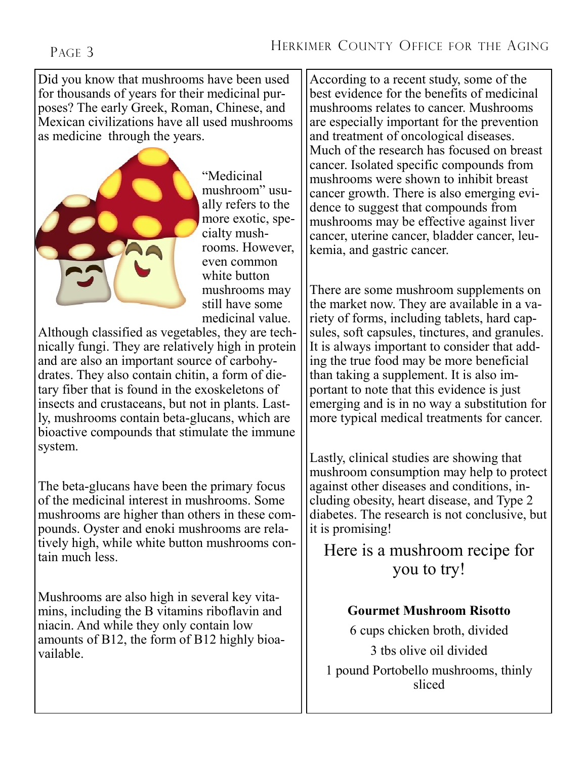Did you know that mushrooms have been used for thousands of years for their medicinal purposes? The early Greek, Roman, Chinese, and Mexican civilizations have all used mushrooms as medicine through the years.

"Medicinal mushroom" usually refers to the more exotic, specialty mushrooms. However, even common white button mushrooms may still have some medicinal value. Although classified as vegetables, they are technically fungi. They are relatively high in protein and are also an important source of carbohydrates. They also contain chitin, a form of dietary fiber that is found in the exoskeletons of insects and crustaceans, but not in plants. Lastly, mushrooms contain beta-glucans, which are bioactive compounds that stimulate the immune system.

The beta-glucans have been the primary focus of the medicinal interest in mushrooms. Some mushrooms are higher than others in these compounds. Oyster and enoki mushrooms are relatively high, while white button mushrooms contain much less.

Mushrooms are also high in several key vitamins, including the B vitamins riboflavin and niacin. And while they only contain low amounts of B12, the form of B12 highly bioavailable.

According to a recent study, some of the best evidence for the benefits of medicinal mushrooms relates to cancer. Mushrooms are especially important for the prevention and treatment of oncological diseases. Much of the research has focused on breast cancer. Isolated specific compounds from mushrooms were shown to inhibit breast cancer growth. There is also emerging evidence to suggest that compounds from mushrooms may be effective against liver cancer, uterine cancer, bladder cancer, leukemia, and gastric cancer.

There are some mushroom supplements on the market now. They are available in a variety of forms, including tablets, hard capsules, soft capsules, tinctures, and granules. It is always important to consider that adding the true food may be more beneficial than taking a supplement. It is also important to note that this evidence is just emerging and is in no way a substitution for more typical medical treatments for cancer.

Lastly, clinical studies are showing that mushroom consumption may help to protect against other diseases and conditions, including obesity, heart disease, and Type 2 diabetes. The research is not conclusive, but it is promising!

## Here is a mushroom recipe for you to try!

**Gourmet Mushroom Risotto**

6 cups chicken broth, divided

3 tbs olive oil divided

1 pound Portobello mushrooms, thinly sliced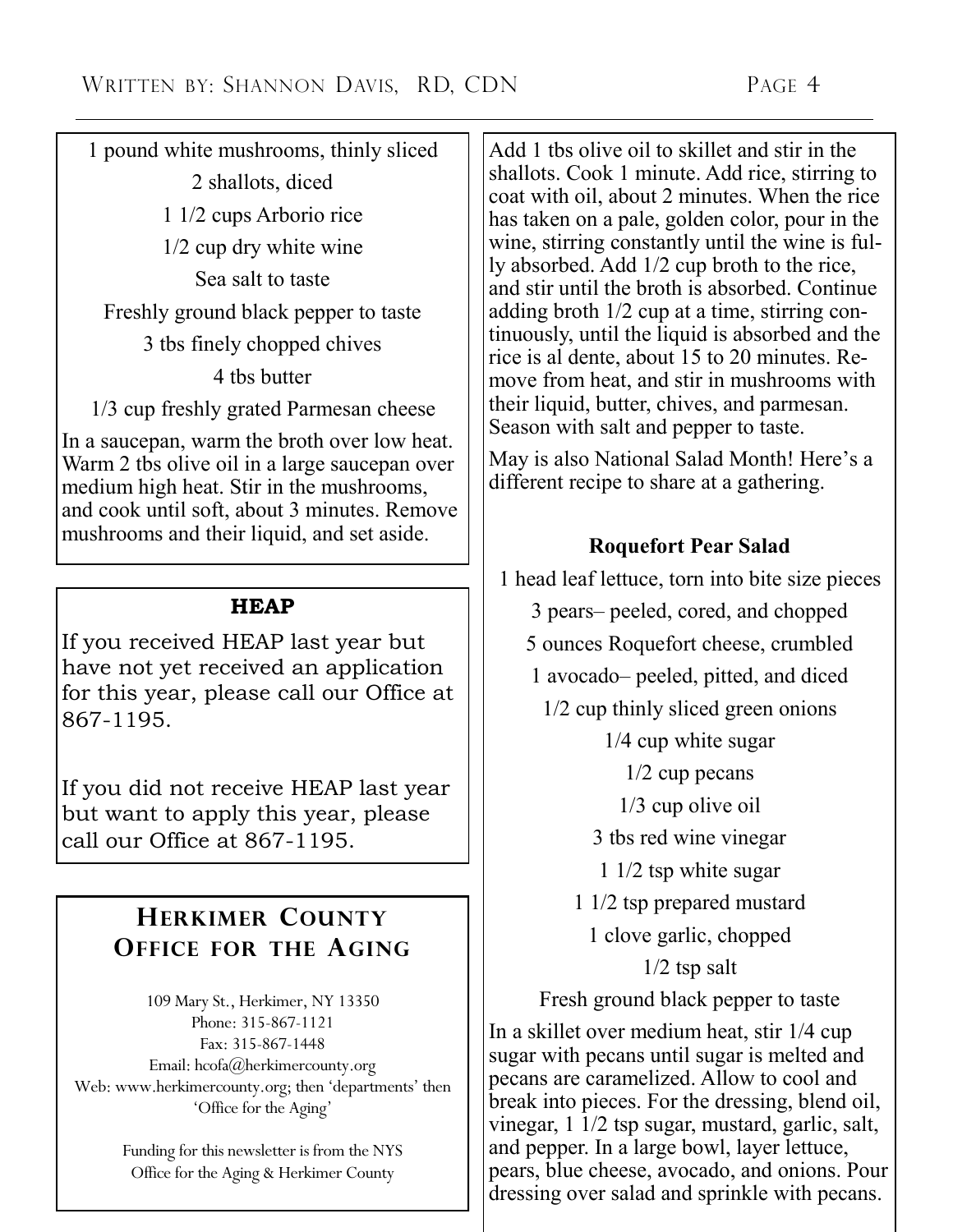1 pound white mushrooms, thinly sliced

2 shallots, diced

1 1/2 cups Arborio rice

1/2 cup dry white wine

Sea salt to taste

Freshly ground black pepper to taste

3 tbs finely chopped chives

4 tbs butter

1/3 cup freshly grated Parmesan cheese

In a saucepan, warm the broth over low heat. Warm 2 tbs olive oil in a large saucepan over medium high heat. Stir in the mushrooms, and cook until soft, about 3 minutes. Remove mushrooms and their liquid, and set aside.

Add 1 tbs olive oil to skillet and stir in the shallots. Cook 1 minute. Add rice, stirring to coat with oil, about 2 minutes. When the rice has taken on a pale, golden color, pour in the wine, stirring constantly until the wine is fully absorbed. Add 1/2 cup broth to the rice, and stir until the broth is absorbed. Continue adding broth 1/2 cup at a time, stirring continuously, until the liquid is absorbed and the rice is al dente, about 15 to 20 minutes. Remove from heat, and stir in mushrooms with their liquid, butter, chives, and parmesan. Season with salt and pepper to taste.

May is also National Salad Month! Here's a different recipe to share at a gathering.

### Roquefort Pear Salad

1 head leaf lettuce, torn into bite size pieces

3 pears– peeled, cored, and chopped

5 ounces Roquefort cheese, crumbled

1 avocado– peeled, pitted, and diced

1/2 cup thinly sliced green onions

1/4 cup white sugar

1/2 cup pecans

1/3 cup olive oil

3 tbs red wine vinegar

1 1/2 tsp white sugar

1 1/2 tsp prepared mustard

1 clove garlic, chopped

1/2 tsp salt

Fresh ground black pepper to taste

In a skillet over medium heat, stir 1/4 cup sugar with pecans until sugar is melted and pecans are caramelized. Allow to cool and break into pieces. For the dressing, blend oil, vinegar, 1 1/2 tsp sugar, mustard, garlic, salt, and pepper. In a large bowl, layer lettuce, pears, blue cheese, avocado, and onions. Pour dressing over salad and sprinkle with pecans.

## HEAP

If you received HEAP last year but have not yet received an application for this year, please call our Office at 867-1195.

If you did not receive HEAP last year but want to apply this year, please call our Office at 867-1195.

## Herkimer County Office for the Aging

109 Mary St., Herkimer, NY 13350
Phone: 315-867-1121
Fax: 315-867-1448
Email: hcofa@herkimercounty.org
Web: www.herkimercounty.org; then 'departments' then 'Office for the Aging'

Funding for this newsletter is from the NYS Office for the Aging & Herkimer County